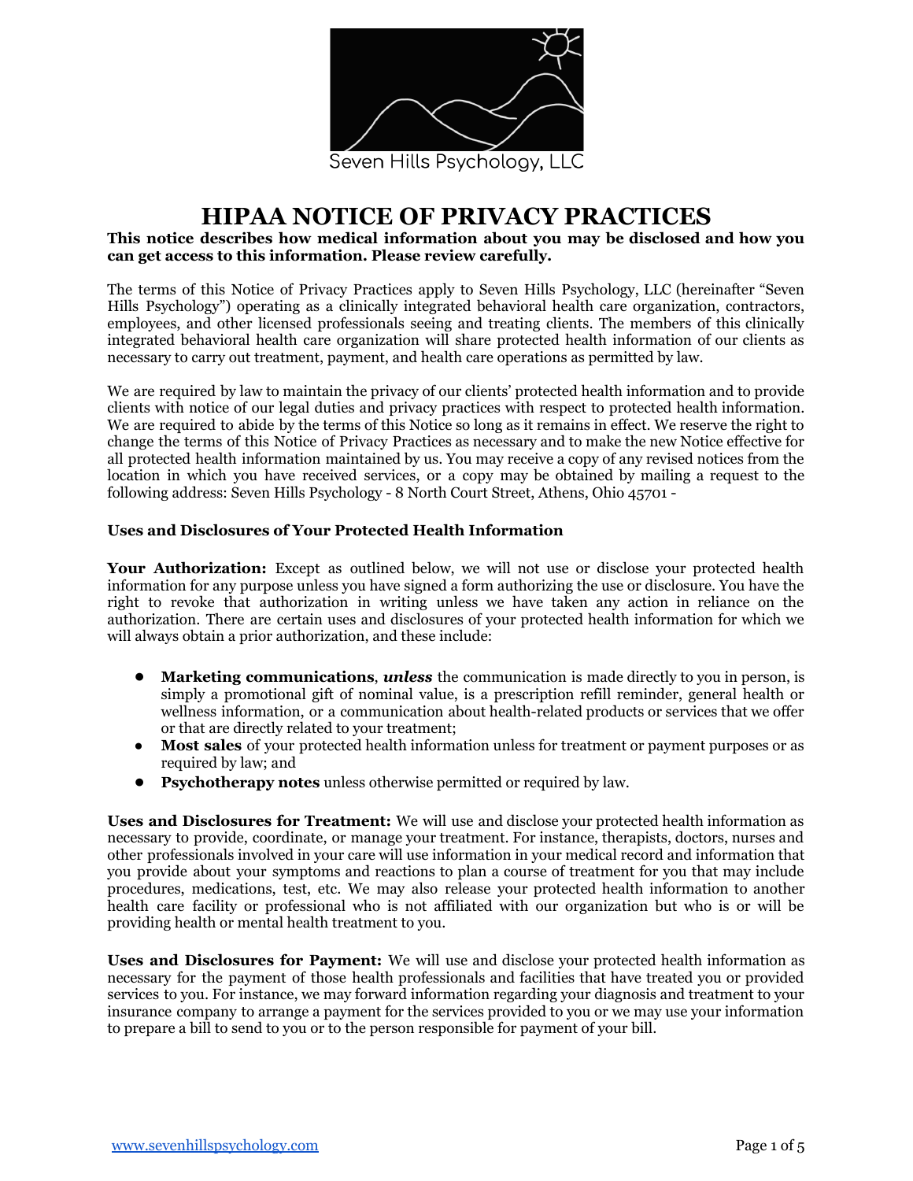Seven Hills Psychology, LLC

# HIPAA NOTICE OF PRIVACY PRACTICES

**This notice describes how medical information about you may be disclosed and how you can get access to this information. Please review carefully.**

The terms of this Notice of Privacy Practices apply to Seven Hills Psychology, LLC (hereinafter "Seven Hills Psychology") operating as a clinically integrated behavioral health care organization, contractors, employees, and other licensed professionals seeing and treating clients. The members of this clinically integrated behavioral health care organization will share protected health information of our clients as necessary to carry out treatment, payment, and health care operations as permitted by law.

We are required by law to maintain the privacy of our clients' protected health information and to provide clients with notice of our legal duties and privacy practices with respect to protected health information. We are required to abide by the terms of this Notice so long as it remains in effect. We reserve the right to change the terms of this Notice of Privacy Practices as necessary and to make the new Notice effective for all protected health information maintained by us. You may receive a copy of any revised notices from the location in which you have received services, or a copy may be obtained by mailing a request to the following address: Seven Hills Psychology - 8 North Court Street, Athens, Ohio 45701 -

### Uses and Disclosures of Your Protected Health Information

**Your Authorization:** Except as outlined below, we will not use or disclose your protected health information for any purpose unless you have signed a form authorizing the use or disclosure. You have the right to revoke that authorization in writing unless we have taken any action in reliance on the authorization. There are certain uses and disclosures of your protected health information for which we will always obtain a prior authorization, and these include:

- **Marketing communications**, ***unless*** the communication is made directly to you in person, is simply a promotional gift of nominal value, is a prescription refill reminder, general health or wellness information, or a communication about health-related products or services that we offer or that are directly related to your treatment;
- **Most sales** of your protected health information unless for treatment or payment purposes or as required by law; and
- **Psychotherapy notes** unless otherwise permitted or required by law.

**Uses and Disclosures for Treatment:** We will use and disclose your protected health information as necessary to provide, coordinate, or manage your treatment. For instance, therapists, doctors, nurses and other professionals involved in your care will use information in your medical record and information that you provide about your symptoms and reactions to plan a course of treatment for you that may include procedures, medications, test, etc. We may also release your protected health information to another health care facility or professional who is not affiliated with our organization but who is or will be providing health or mental health treatment to you.

**Uses and Disclosures for Payment:** We will use and disclose your protected health information as necessary for the payment of those health professionals and facilities that have treated you or provided services to you. For instance, we may forward information regarding your diagnosis and treatment to your insurance company to arrange a payment for the services provided to you or we may use your information to prepare a bill to send to you or to the person responsible for payment of your bill.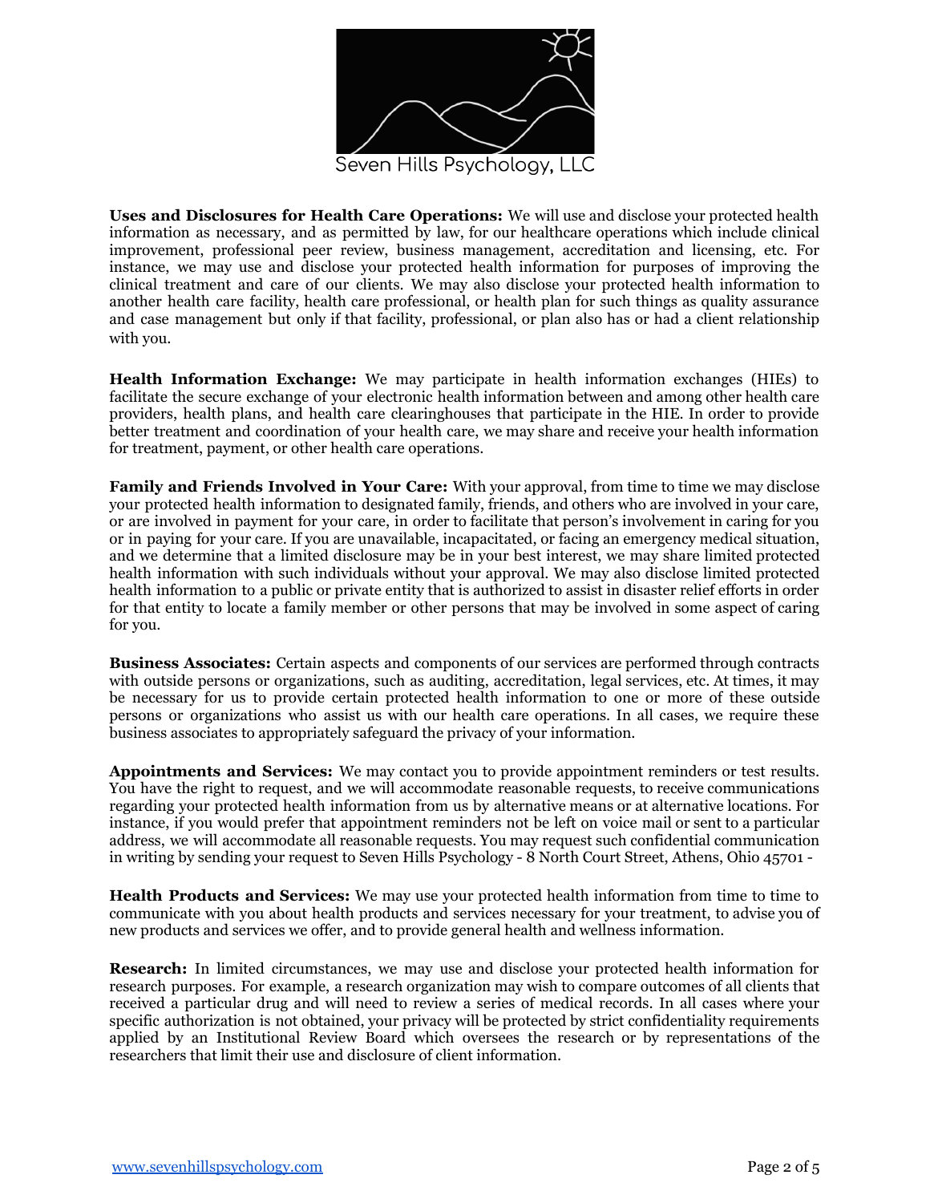**Uses and Disclosures for Health Care Operations:** We will use and disclose your protected health information as necessary, and as permitted by law, for our healthcare operations which include clinical improvement, professional peer review, business management, accreditation and licensing, etc. For instance, we may use and disclose your protected health information for purposes of improving the clinical treatment and care of our clients. We may also disclose your protected health information to another health care facility, health care professional, or health plan for such things as quality assurance and case management but only if that facility, professional, or plan also has or had a client relationship with you.

**Health Information Exchange:** We may participate in health information exchanges (HIEs) to facilitate the secure exchange of your electronic health information between and among other health care providers, health plans, and health care clearinghouses that participate in the HIE. In order to provide better treatment and coordination of your health care, we may share and receive your health information for treatment, payment, or other health care operations.

**Family and Friends Involved in Your Care:** With your approval, from time to time we may disclose your protected health information to designated family, friends, and others who are involved in your care, or are involved in payment for your care, in order to facilitate that person's involvement in caring for you or in paying for your care. If you are unavailable, incapacitated, or facing an emergency medical situation, and we determine that a limited disclosure may be in your best interest, we may share limited protected health information with such individuals without your approval. We may also disclose limited protected health information to a public or private entity that is authorized to assist in disaster relief efforts in order for that entity to locate a family member or other persons that may be involved in some aspect of caring for you.

**Business Associates:** Certain aspects and components of our services are performed through contracts with outside persons or organizations, such as auditing, accreditation, legal services, etc. At times, it may be necessary for us to provide certain protected health information to one or more of these outside persons or organizations who assist us with our health care operations. In all cases, we require these business associates to appropriately safeguard the privacy of your information.

**Appointments and Services:** We may contact you to provide appointment reminders or test results. You have the right to request, and we will accommodate reasonable requests, to receive communications regarding your protected health information from us by alternative means or at alternative locations. For instance, if you would prefer that appointment reminders not be left on voice mail or sent to a particular address, we will accommodate all reasonable requests. You may request such confidential communication in writing by sending your request to Seven Hills Psychology - 8 North Court Street, Athens, Ohio 45701 -

**Health Products and Services:** We may use your protected health information from time to time to communicate with you about health products and services necessary for your treatment, to advise you of new products and services we offer, and to provide general health and wellness information.

**Research:** In limited circumstances, we may use and disclose your protected health information for research purposes. For example, a research organization may wish to compare outcomes of all clients that received a particular drug and will need to review a series of medical records. In all cases where your specific authorization is not obtained, your privacy will be protected by strict confidentiality requirements applied by an Institutional Review Board which oversees the research or by representations of the researchers that limit their use and disclosure of client information.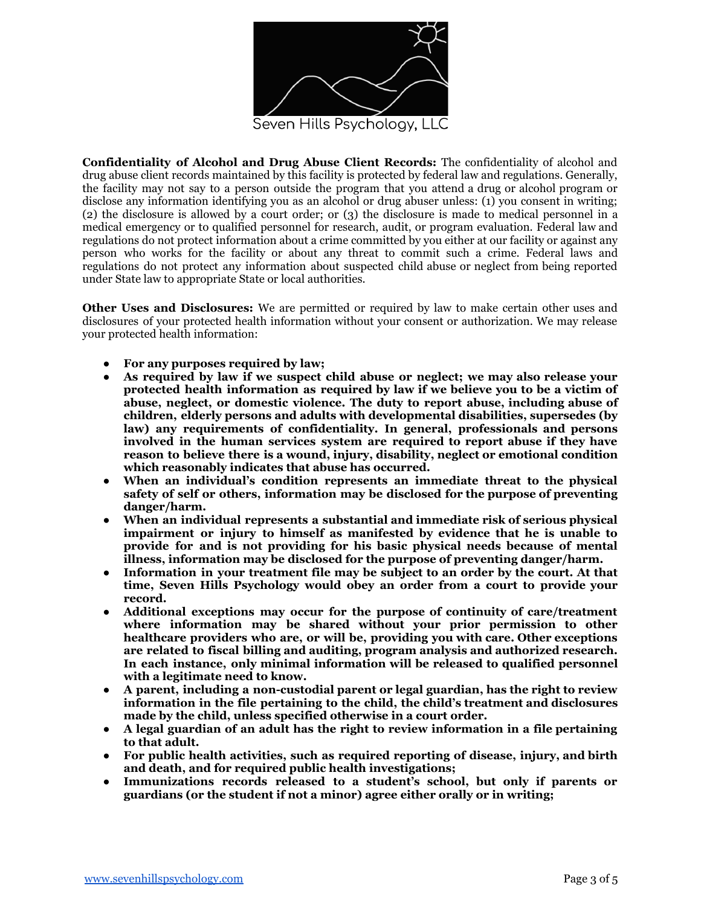**Confidentiality of Alcohol and Drug Abuse Client Records:** The confidentiality of alcohol and drug abuse client records maintained by this facility is protected by federal law and regulations. Generally, the facility may not say to a person outside the program that you attend a drug or alcohol program or disclose any information identifying you as an alcohol or drug abuser unless: (1) you consent in writing; (2) the disclosure is allowed by a court order; or (3) the disclosure is made to medical personnel in a medical emergency or to qualified personnel for research, audit, or program evaluation. Federal law and regulations do not protect information about a crime committed by you either at our facility or against any person who works for the facility or about any threat to commit such a crime. Federal laws and regulations do not protect any information about suspected child abuse or neglect from being reported under State law to appropriate State or local authorities.

**Other Uses and Disclosures:** We are permitted or required by law to make certain other uses and disclosures of your protected health information without your consent or authorization. We may release your protected health information:

- **For any purposes required by law;**
- **As required by law if we suspect child abuse or neglect; we may also release your protected health information as required by law if we believe you to be a victim of abuse, neglect, or domestic violence. The duty to report abuse, including abuse of children, elderly persons and adults with developmental disabilities, supersedes (by law) any requirements of confidentiality. In general, professionals and persons involved in the human services system are required to report abuse if they have reason to believe there is a wound, injury, disability, neglect or emotional condition which reasonably indicates that abuse has occurred.**
- **When an individual's condition represents an immediate threat to the physical safety of self or others, information may be disclosed for the purpose of preventing danger/harm.**
- **When an individual represents a substantial and immediate risk of serious physical impairment or injury to himself as manifested by evidence that he is unable to provide for and is not providing for his basic physical needs because of mental illness, information may be disclosed for the purpose of preventing danger/harm.**
- **Information in your treatment file may be subject to an order by the court. At that time, Seven Hills Psychology would obey an order from a court to provide your record.**
- **Additional exceptions may occur for the purpose of continuity of care/treatment where information may be shared without your prior permission to other healthcare providers who are, or will be, providing you with care. Other exceptions are related to fiscal billing and auditing, program analysis and authorized research. In each instance, only minimal information will be released to qualified personnel with a legitimate need to know.**
- **A parent, including a non-custodial parent or legal guardian, has the right to review information in the file pertaining to the child, the child's treatment and disclosures made by the child, unless specified otherwise in a court order.**
- **A legal guardian of an adult has the right to review information in a file pertaining to that adult.**
- **For public health activities, such as required reporting of disease, injury, and birth and death, and for required public health investigations;**
- **Immunizations records released to a student's school, but only if parents or guardians (or the student if not a minor) agree either orally or in writing;**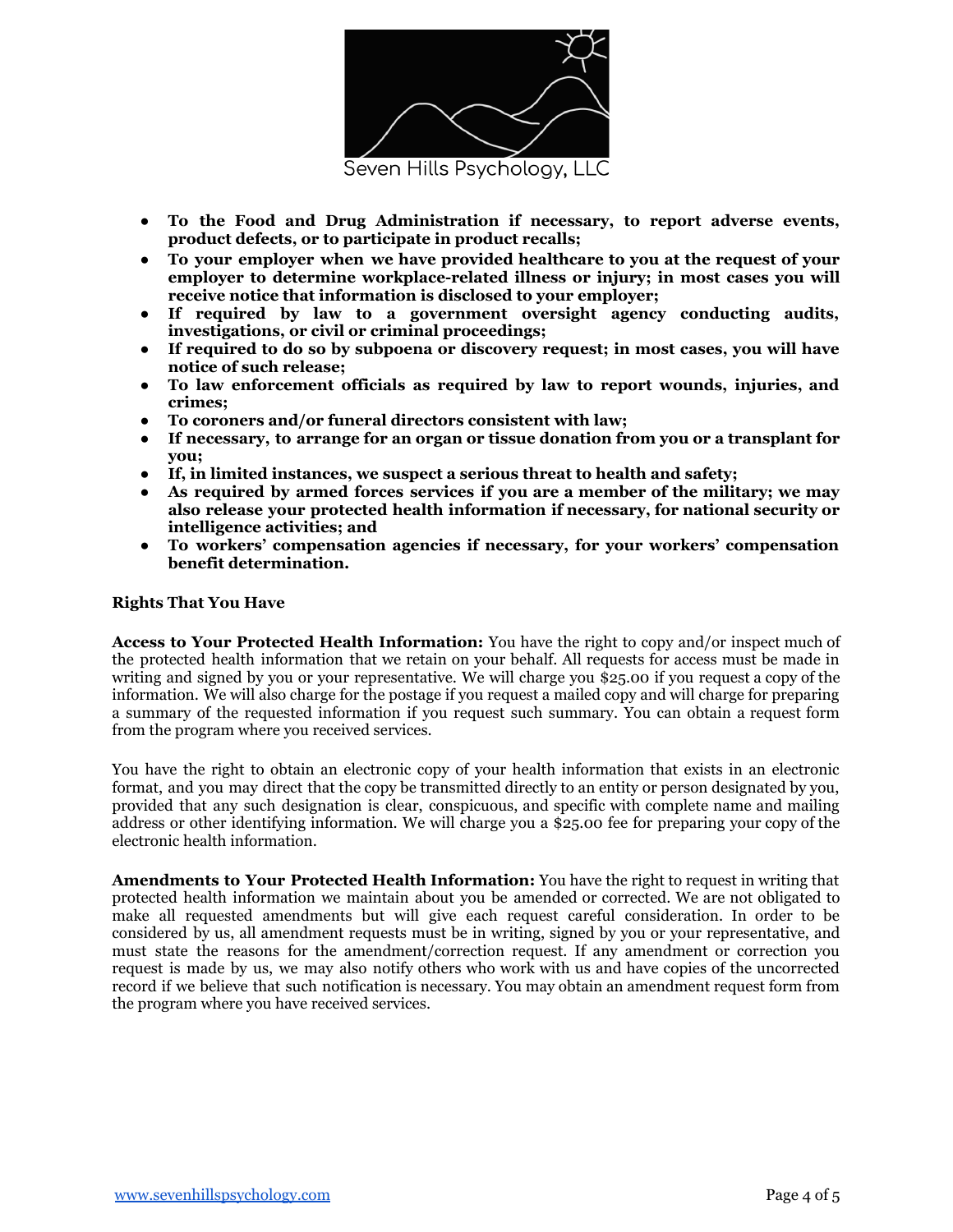- **To the Food and Drug Administration if necessary, to report adverse events, product defects, or to participate in product recalls;**
- **To your employer when we have provided healthcare to you at the request of your employer to determine workplace-related illness or injury; in most cases you will receive notice that information is disclosed to your employer;**
- **If required by law to a government oversight agency conducting audits, investigations, or civil or criminal proceedings;**
- **If required to do so by subpoena or discovery request; in most cases, you will have notice of such release;**
- **To law enforcement officials as required by law to report wounds, injuries, and crimes;**
- **To coroners and/or funeral directors consistent with law;**
- **If necessary, to arrange for an organ or tissue donation from you or a transplant for you;**
- **If, in limited instances, we suspect a serious threat to health and safety;**
- **As required by armed forces services if you are a member of the military; we may also release your protected health information if necessary, for national security or intelligence activities; and**
- **To workers' compensation agencies if necessary, for your workers' compensation benefit determination.**

**Rights That You Have**

**Access to Your Protected Health Information:** You have the right to copy and/or inspect much of the protected health information that we retain on your behalf. All requests for access must be made in writing and signed by you or your representative. We will charge you $25.00 if you request a copy of the information. We will also charge for the postage if you request a mailed copy and will charge for preparing a summary of the requested information if you request such summary. You can obtain a request form from the program where you received services.

You have the right to obtain an electronic copy of your health information that exists in an electronic format, and you may direct that the copy be transmitted directly to an entity or person designated by you, provided that any such designation is clear, conspicuous, and specific with complete name and mailing address or other identifying information. We will charge you a $25.00 fee for preparing your copy of the electronic health information.

**Amendments to Your Protected Health Information:** You have the right to request in writing that protected health information we maintain about you be amended or corrected. We are not obligated to make all requested amendments but will give each request careful consideration. In order to be considered by us, all amendment requests must be in writing, signed by you or your representative, and must state the reasons for the amendment/correction request. If any amendment or correction you request is made by us, we may also notify others who work with us and have copies of the uncorrected record if we believe that such notification is necessary. You may obtain an amendment request form from the program where you have received services.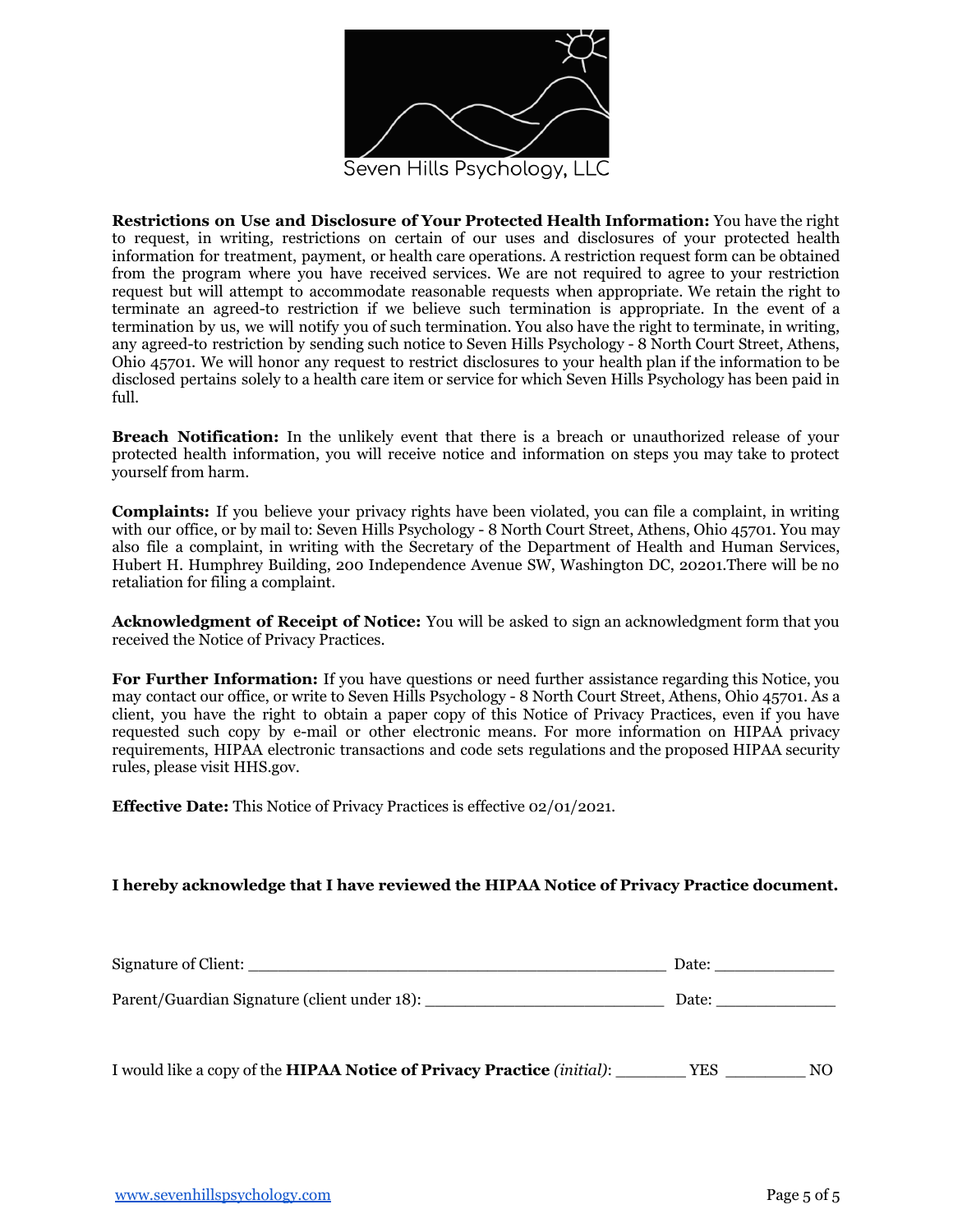Seven Hills Psychology, LLC

**Restrictions on Use and Disclosure of Your Protected Health Information:** You have the right to request, in writing, restrictions on certain of our uses and disclosures of your protected health information for treatment, payment, or health care operations. A restriction request form can be obtained from the program where you have received services. We are not required to agree to your restriction request but will attempt to accommodate reasonable requests when appropriate. We retain the right to terminate an agreed-to restriction if we believe such termination is appropriate. In the event of a termination by us, we will notify you of such termination. You also have the right to terminate, in writing, any agreed-to restriction by sending such notice to Seven Hills Psychology - 8 North Court Street, Athens, Ohio 45701. We will honor any request to restrict disclosures to your health plan if the information to be disclosed pertains solely to a health care item or service for which Seven Hills Psychology has been paid in full.

**Breach Notification:** In the unlikely event that there is a breach or unauthorized release of your protected health information, you will receive notice and information on steps you may take to protect yourself from harm.

**Complaints:** If you believe your privacy rights have been violated, you can file a complaint, in writing with our office, or by mail to: Seven Hills Psychology - 8 North Court Street, Athens, Ohio 45701. You may also file a complaint, in writing with the Secretary of the Department of Health and Human Services, Hubert H. Humphrey Building, 200 Independence Avenue SW, Washington DC, 20201.There will be no retaliation for filing a complaint.

**Acknowledgment of Receipt of Notice:** You will be asked to sign an acknowledgment form that you received the Notice of Privacy Practices.

**For Further Information:** If you have questions or need further assistance regarding this Notice, you may contact our office, or write to Seven Hills Psychology - 8 North Court Street, Athens, Ohio 45701. As a client, you have the right to obtain a paper copy of this Notice of Privacy Practices, even if you have requested such copy by e-mail or other electronic means. For more information on HIPAA privacy requirements, HIPAA electronic transactions and code sets regulations and the proposed HIPAA security rules, please visit HHS.gov.

**Effective Date:** This Notice of Privacy Practices is effective 02/01/2021.

**I hereby acknowledge that I have reviewed the HIPAA Notice of Privacy Practice document.**

Signature of Client: ____________________________________________ Date: ____________

Parent/Guardian Signature (client under 18): _________________________ Date: ____________

I would like a copy of the **HIPAA Notice of Privacy Practice** *(initial)*: _______ YES ________ NO

www.sevenhillspsychology.com